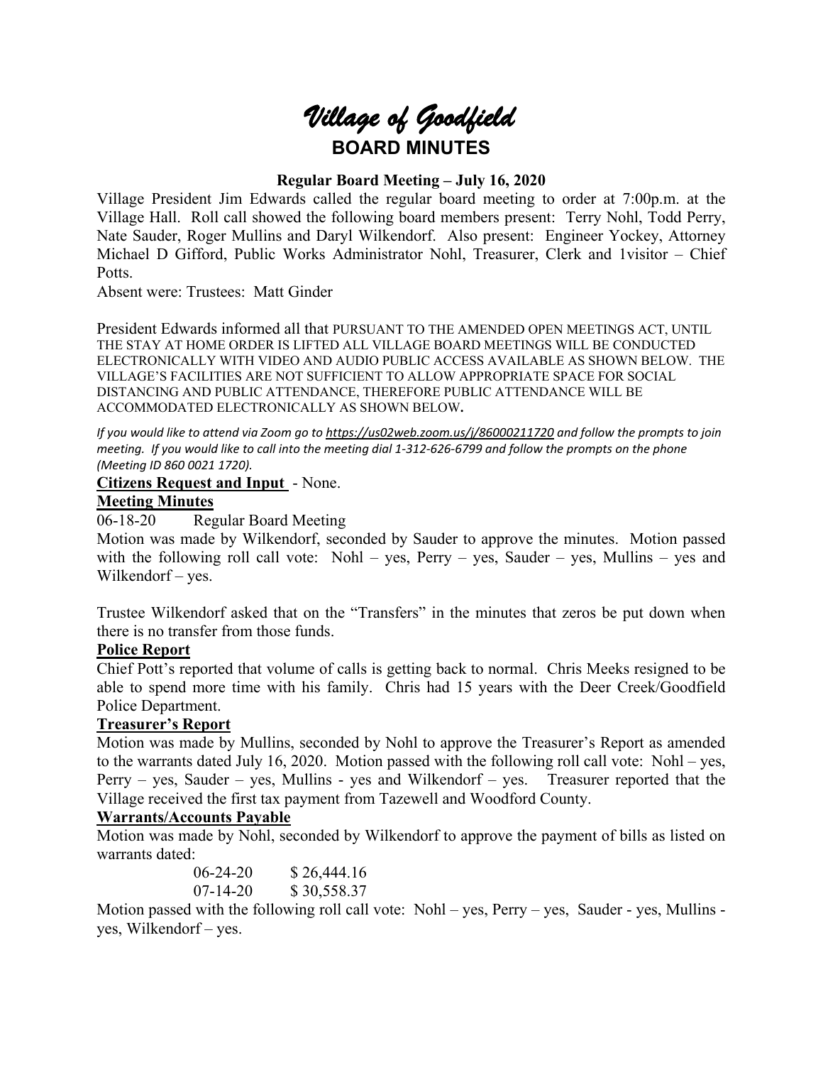# *Village of Goodfield*

## BOARD MINUTES

### Regular Board Meeting – July 16, 2020

Village President Jim Edwards called the regular board meeting to order at 7:00p.m. at the Village Hall. Roll call showed the following board members present: Terry Nohl, Todd Perry, Nate Sauder, Roger Mullins and Daryl Wilkendorf. Also present: Engineer Yockey, Attorney Michael D Gifford, Public Works Administrator Nohl, Treasurer, Clerk and 1visitor – Chief Potts.

Absent were: Trustees: Matt Ginder

President Edwards informed all that PURSUANT TO THE AMENDED OPEN MEETINGS ACT, UNTIL THE STAY AT HOME ORDER IS LIFTED ALL VILLAGE BOARD MEETINGS WILL BE CONDUCTED ELECTRONICALLY WITH VIDEO AND AUDIO PUBLIC ACCESS AVAILABLE AS SHOWN BELOW. THE VILLAGE'S FACILITIES ARE NOT SUFFICIENT TO ALLOW APPROPRIATE SPACE FOR SOCIAL DISTANCING AND PUBLIC ATTENDANCE, THEREFORE PUBLIC ATTENDANCE WILL BE ACCOMMODATED ELECTRONICALLY AS SHOWN BELOW**.**

*If you would like to attend via Zoom go to https://us02web.zoom.us/j/86000211720 and follow the prompts to join meeting. If you would like to call into the meeting dial 1-312-626-6799 and follow the prompts on the phone (Meeting ID 860 0021 1720).*

**Citizens Request and Input** - None.

**Meeting Minutes**

06-18-20 Regular Board Meeting

Motion was made by Wilkendorf, seconded by Sauder to approve the minutes. Motion passed with the following roll call vote: Nohl – yes, Perry – yes, Sauder – yes, Mullins – yes and Wilkendorf – yes.

Trustee Wilkendorf asked that on the "Transfers" in the minutes that zeros be put down when there is no transfer from those funds.

**Police Report**

Chief Pott's reported that volume of calls is getting back to normal. Chris Meeks resigned to be able to spend more time with his family. Chris had 15 years with the Deer Creek/Goodfield Police Department.

**Treasurer's Report**

Motion was made by Mullins, seconded by Nohl to approve the Treasurer's Report as amended to the warrants dated July 16, 2020. Motion passed with the following roll call vote: Nohl – yes, Perry – yes, Sauder – yes, Mullins - yes and Wilkendorf – yes. Treasurer reported that the Village received the first tax payment from Tazewell and Woodford County.

**Warrants/Accounts Payable**

Motion was made by Nohl, seconded by Wilkendorf to approve the payment of bills as listed on warrants dated:

06-24-20 $ 26,444.16
07-14-20 $ 30,558.37

Motion passed with the following roll call vote: Nohl – yes, Perry – yes, Sauder - yes, Mullins - yes, Wilkendorf – yes.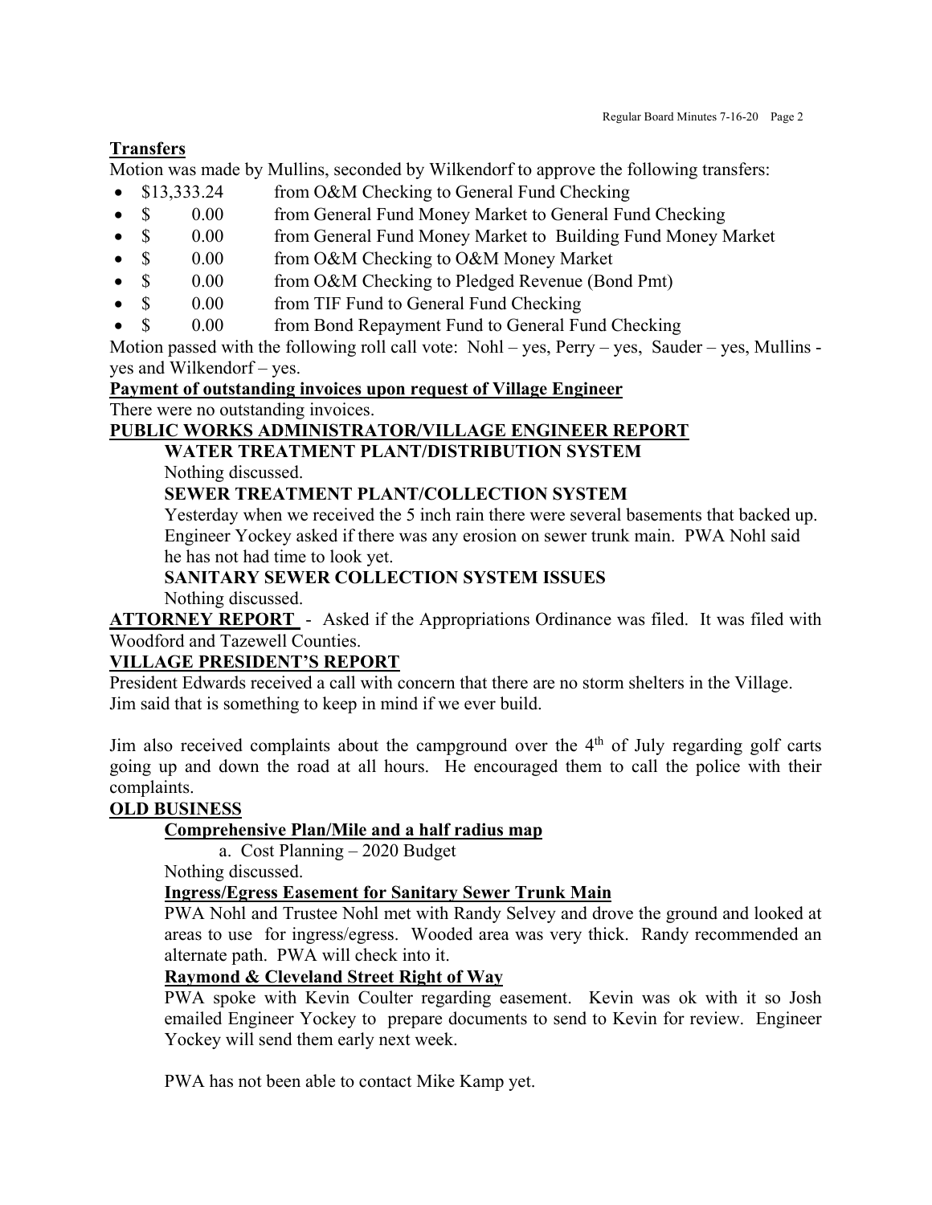**Transfers**

Motion was made by Mullins, seconded by Wilkendorf to approve the following transfers:

- \$13,333.24 from O&M Checking to General Fund Checking
- \$ 0.00 from General Fund Money Market to General Fund Checking
- \$ 0.00 from General Fund Money Market to Building Fund Money Market
- \$ 0.00 from O&M Checking to O&M Money Market
- \$ 0.00 from O&M Checking to Pledged Revenue (Bond Pmt)
- \$ 0.00 from TIF Fund to General Fund Checking
- \$ 0.00 from Bond Repayment Fund to General Fund Checking

Motion passed with the following roll call vote: Nohl – yes, Perry – yes, Sauder – yes, Mullins - yes and Wilkendorf – yes.

**Payment of outstanding invoices upon request of Village Engineer**

There were no outstanding invoices.

**PUBLIC WORKS ADMINISTRATOR/VILLAGE ENGINEER REPORT**

**WATER TREATMENT PLANT/DISTRIBUTION SYSTEM**

Nothing discussed.

**SEWER TREATMENT PLANT/COLLECTION SYSTEM**

Yesterday when we received the 5 inch rain there were several basements that backed up. Engineer Yockey asked if there was any erosion on sewer trunk main. PWA Nohl said he has not had time to look yet.

**SANITARY SEWER COLLECTION SYSTEM ISSUES**

Nothing discussed.

**ATTORNEY REPORT** - Asked if the Appropriations Ordinance was filed. It was filed with Woodford and Tazewell Counties.

**VILLAGE PRESIDENT'S REPORT**

President Edwards received a call with concern that there are no storm shelters in the Village. Jim said that is something to keep in mind if we ever build.

Jim also received complaints about the campground over the 4th of July regarding golf carts going up and down the road at all hours. He encouraged them to call the police with their complaints.

**OLD BUSINESS**

**Comprehensive Plan/Mile and a half radius map**

a. Cost Planning – 2020 Budget

Nothing discussed.

**Ingress/Egress Easement for Sanitary Sewer Trunk Main**

PWA Nohl and Trustee Nohl met with Randy Selvey and drove the ground and looked at areas to use for ingress/egress. Wooded area was very thick. Randy recommended an alternate path. PWA will check into it.

**Raymond & Cleveland Street Right of Way**

PWA spoke with Kevin Coulter regarding easement. Kevin was ok with it so Josh emailed Engineer Yockey to prepare documents to send to Kevin for review. Engineer Yockey will send them early next week.

PWA has not been able to contact Mike Kamp yet.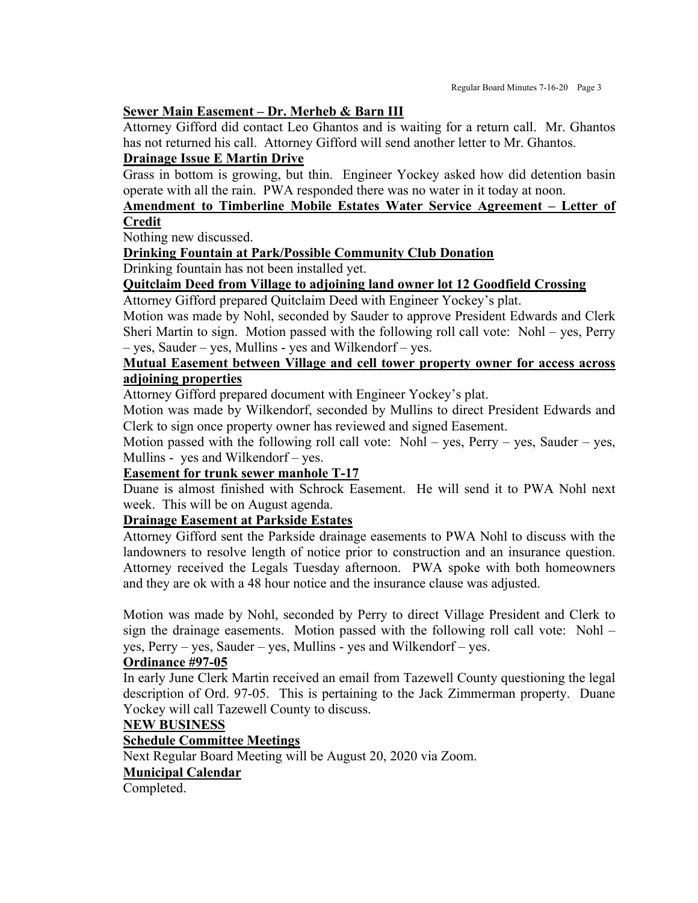**Sewer Main Easement – Dr. Merheb & Barn III**

Attorney Gifford did contact Leo Ghantos and is waiting for a return call. Mr. Ghantos has not returned his call. Attorney Gifford will send another letter to Mr. Ghantos.

**Drainage Issue E Martin Drive**

Grass in bottom is growing, but thin. Engineer Yockey asked how did detention basin operate with all the rain. PWA responded there was no water in it today at noon.

**Amendment to Timberline Mobile Estates Water Service Agreement – Letter of Credit**

Nothing new discussed.

**Drinking Fountain at Park/Possible Community Club Donation**

Drinking fountain has not been installed yet.

**Quitclaim Deed from Village to adjoining land owner lot 12 Goodfield Crossing**

Attorney Gifford prepared Quitclaim Deed with Engineer Yockey's plat.

Motion was made by Nohl, seconded by Sauder to approve President Edwards and Clerk Sheri Martin to sign. Motion passed with the following roll call vote: Nohl – yes, Perry – yes, Sauder – yes, Mullins - yes and Wilkendorf – yes.

**Mutual Easement between Village and cell tower property owner for access across adjoining properties**

Attorney Gifford prepared document with Engineer Yockey's plat.

Motion was made by Wilkendorf, seconded by Mullins to direct President Edwards and Clerk to sign once property owner has reviewed and signed Easement.

Motion passed with the following roll call vote: Nohl – yes, Perry – yes, Sauder – yes, Mullins - yes and Wilkendorf – yes.

**Easement for trunk sewer manhole T-17**

Duane is almost finished with Schrock Easement. He will send it to PWA Nohl next week. This will be on August agenda.

**Drainage Easement at Parkside Estates**

Attorney Gifford sent the Parkside drainage easements to PWA Nohl to discuss with the landowners to resolve length of notice prior to construction and an insurance question. Attorney received the Legals Tuesday afternoon. PWA spoke with both homeowners and they are ok with a 48 hour notice and the insurance clause was adjusted.

Motion was made by Nohl, seconded by Perry to direct Village President and Clerk to sign the drainage easements. Motion passed with the following roll call vote: Nohl – yes, Perry – yes, Sauder – yes, Mullins - yes and Wilkendorf – yes.

**Ordinance #97-05**

In early June Clerk Martin received an email from Tazewell County questioning the legal description of Ord. 97-05. This is pertaining to the Jack Zimmerman property. Duane Yockey will call Tazewell County to discuss.

**NEW BUSINESS**

**Schedule Committee Meetings**

Next Regular Board Meeting will be August 20, 2020 via Zoom.

**Municipal Calendar**

Completed.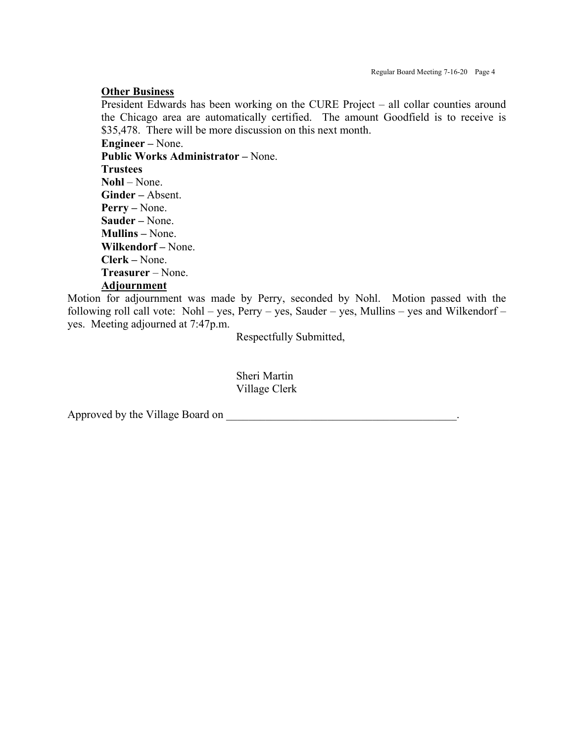**Other Business**

President Edwards has been working on the CURE Project – all collar counties around the Chicago area are automatically certified. The amount Goodfield is to receive is $35,478. There will be more discussion on this next month.

**Engineer –** None.

**Public Works Administrator –** None.

**Trustees**

**Nohl** – None.

**Ginder –** Absent.

**Perry –** None.

**Sauder –** None.

**Mullins –** None.

**Wilkendorf –** None.

**Clerk –** None.

**Treasurer** – None.

**Adjournment**

Motion for adjournment was made by Perry, seconded by Nohl. Motion passed with the following roll call vote: Nohl – yes, Perry – yes, Sauder – yes, Mullins – yes and Wilkendorf – yes. Meeting adjourned at 7:47p.m.

Respectfully Submitted,

Sheri Martin
Village Clerk

Approved by the Village Board on ________________________________________.